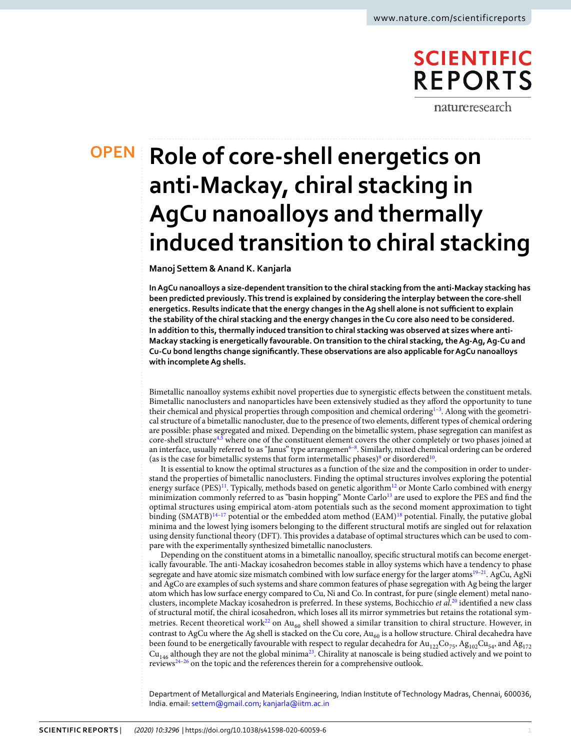# Role of core-shell energetics on anti-Mackay, chiral stacking in AgCu nanoalloys and thermally induced transition to chiral stacking

**Manoj Settem & Anand K. Kanjarla**

**In AgCu nanoalloys a size-dependent transition to the chiral stacking from the anti-Mackay stacking has been predicted previously. This trend is explained by considering the interplay between the core-shell energetics. Results indicate that the energy changes in the Ag shell alone is not sufficient to explain the stability of the chiral stacking and the energy changes in the Cu core also need to be considered. In addition to this, thermally induced transition to chiral stacking was observed at sizes where anti-Mackay stacking is energetically favourable. On transition to the chiral stacking, the Ag-Ag, Ag-Cu and Cu-Cu bond lengths change significantly. These observations are also applicable for AgCu nanoalloys with incomplete Ag shells.**

Bimetallic nanoalloy systems exhibit novel properties due to synergistic effects between the constituent metals. Bimetallic nanoclusters and nanoparticles have been extensively studied as they afford the opportunity to tune their chemical and physical properties through composition and chemical ordering[1–3]. Along with the geometrical structure of a bimetallic nanocluster, due to the presence of two elements, different types of chemical ordering are possible: phase segregated and mixed. Depending on the bimetallic system, phase segregation can manifest as core-shell structure[4,5] where one of the constituent element covers the other completely or two phases joined at an interface, usually referred to as "Janus" type arrangemen[6–8]. Similarly, mixed chemical ordering can be ordered (as is the case for bimetallic systems that form intermetallic phases)[9] or disordered[10].

It is essential to know the optimal structures as a function of the size and the composition in order to understand the properties of bimetallic nanoclusters. Finding the optimal structures involves exploring the potential energy surface (PES)[11]. Typically, methods based on genetic algorithm[12] or Monte Carlo combined with energy minimization commonly referred to as "basin hopping" Monte Carlo[13] are used to explore the PES and find the optimal structures using empirical atom-atom potentials such as the second moment approximation to tight binding (SMATB)[14–17] potential or the embedded atom method (EAM)[18] potential. Finally, the putative global minima and the lowest lying isomers belonging to the different structural motifs are singled out for relaxation using density functional theory (DFT). This provides a database of optimal structures which can be used to compare with the experimentally synthesized bimetallic nanoclusters.

Depending on the constituent atoms in a bimetallic nanoalloy, specific structural motifs can become energetically favourable. The anti-Mackay icosahedron becomes stable in alloy systems which have a tendency to phase segregate and have atomic size mismatch combined with low surface energy for the larger atoms[19–21]. AgCu, AgNi and AgCo are examples of such systems and share common features of phase segregation with Ag being the larger atom which has low surface energy compared to Cu, Ni and Co. In contrast, for pure (single element) metal nanoclusters, incomplete Mackay icosahedron is preferred. In these systems, Bochicchio *et al.*[20] identified a new class of structural motif, the chiral icosahedron, which loses all its mirror symmetries but retains the rotational symmetries. Recent theoretical work[22] on $Au_{60}$ shell showed a similar transition to chiral structure. However, in contrast to AgCu where the Ag shell is stacked on the Cu core, $Au_{60}$ is a hollow structure. Chiral decahedra have been found to be energetically favourable with respect to regular decahedra for $Au_{122}Co_{75}$, $Ag_{102}Cu_{54}$, and $Ag_{172}Cu_{146}$ although they are not the global minima[23]. Chirality at nanoscale is being studied actively and we point to reviews[24–26] on the topic and the references therein for a comprehensive outlook.

Department of Metallurgical and Materials Engineering, Indian Institute of Technology Madras, Chennai, 600036, India. email: settem@gmail.com; kanjarla@iitm.ac.in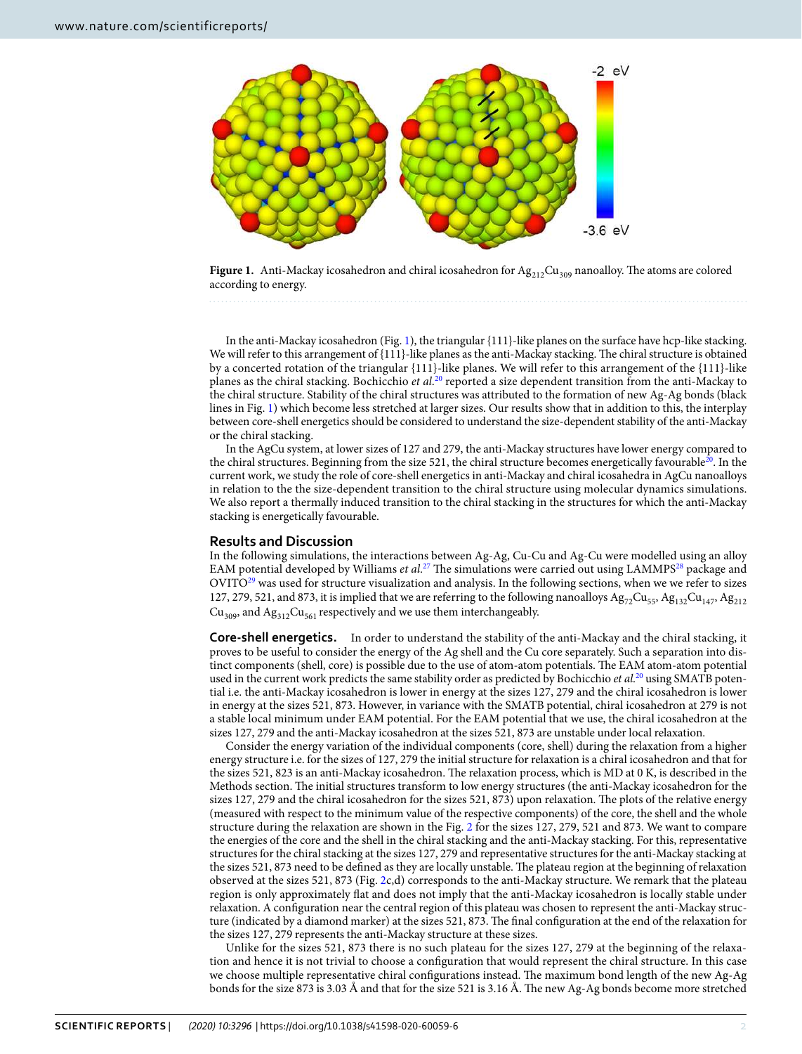**Figure 1.** Anti-Mackay icosahedron and chiral icosahedron for $Ag_{212}Cu_{309}$ nanoalloy. The atoms are colored according to energy.

In the anti-Mackay icosahedron (Fig. 1), the triangular {111}-like planes on the surface have hcp-like stacking. We will refer to this arrangement of {111}-like planes as the anti-Mackay stacking. The chiral structure is obtained by a concerted rotation of the triangular {111}-like planes. We will refer to this arrangement of the {111}-like planes as the chiral stacking. Bochicchio *et al.*[20] reported a size dependent transition from the anti-Mackay to the chiral structure. Stability of the chiral structures was attributed to the formation of new Ag-Ag bonds (black lines in Fig. 1) which become less stretched at larger sizes. Our results show that in addition to this, the interplay between core-shell energetics should be considered to understand the size-dependent stability of the anti-Mackay or the chiral stacking.

In the AgCu system, at lower sizes of 127 and 279, the anti-Mackay structures have lower energy compared to the chiral structures. Beginning from the size 521, the chiral structure becomes energetically favourable[20]. In the current work, we study the role of core-shell energetics in anti-Mackay and chiral icosahedra in AgCu nanoalloys in relation to the the size-dependent transition to the chiral structure using molecular dynamics simulations. We also report a thermally induced transition to the chiral stacking in the structures for which the anti-Mackay stacking is energetically favourable.

## Results and Discussion

In the following simulations, the interactions between Ag-Ag, Cu-Cu and Ag-Cu were modelled using an alloy EAM potential developed by Williams *et al.*[27] The simulations were carried out using LAMMPS[28] package and OVITO[29] was used for structure visualization and analysis. In the following sections, when we we refer to sizes 127, 279, 521, and 873, it is implied that we are referring to the following nanoalloys $Ag_{72}Cu_{55}$, $Ag_{132}Cu_{147}$, $Ag_{212}Cu_{309}$, and $Ag_{312}Cu_{561}$ respectively and we use them interchangeably.

**Core-shell energetics.** In order to understand the stability of the anti-Mackay and the chiral stacking, it proves to be useful to consider the energy of the Ag shell and the Cu core separately. Such a separation into distinct components (shell, core) is possible due to the use of atom-atom potentials. The EAM atom-atom potential used in the current work predicts the same stability order as predicted by Bochicchio *et al.*[20] using SMATB potential i.e. the anti-Mackay icosahedron is lower in energy at the sizes 127, 279 and the chiral icosahedron is lower in energy at the sizes 521, 873. However, in variance with the SMATB potential, chiral icosahedron at 279 is not a stable local minimum under EAM potential. For the EAM potential that we use, the chiral icosahedron at the sizes 127, 279 and the anti-Mackay icosahedron at the sizes 521, 873 are unstable under local relaxation.

Consider the energy variation of the individual components (core, shell) during the relaxation from a higher energy structure i.e. for the sizes of 127, 279 the initial structure for relaxation is a chiral icosahedron and that for the sizes 521, 823 is an anti-Mackay icosahedron. The relaxation process, which is MD at 0 K, is described in the Methods section. The initial structures transform to low energy structures (the anti-Mackay icosahedron for the sizes 127, 279 and the chiral icosahedron for the sizes 521, 873) upon relaxation. The plots of the relative energy (measured with respect to the minimum value of the respective components) of the core, the shell and the whole structure during the relaxation are shown in the Fig. 2 for the sizes 127, 279, 521 and 873. We want to compare the energies of the core and the shell in the chiral stacking and the anti-Mackay stacking. For this, representative structures for the chiral stacking at the sizes 127, 279 and representative structures for the anti-Mackay stacking at the sizes 521, 873 need to be defined as they are locally unstable. The plateau region at the beginning of relaxation observed at the sizes 521, 873 (Fig. 2c,d) corresponds to the anti-Mackay structure. We remark that the plateau region is only approximately flat and does not imply that the anti-Mackay icosahedron is locally stable under relaxation. A configuration near the central region of this plateau was chosen to represent the anti-Mackay structure (indicated by a diamond marker) at the sizes 521, 873. The final configuration at the end of the relaxation for the sizes 127, 279 represents the anti-Mackay structure at these sizes.

Unlike for the sizes 521, 873 there is no such plateau for the sizes 127, 279 at the beginning of the relaxation and hence it is not trivial to choose a configuration that would represent the chiral structure. In this case we choose multiple representative chiral configurations instead. The maximum bond length of the new Ag-Ag bonds for the size 873 is 3.03 Å and that for the size 521 is 3.16 Å. The new Ag-Ag bonds become more stretched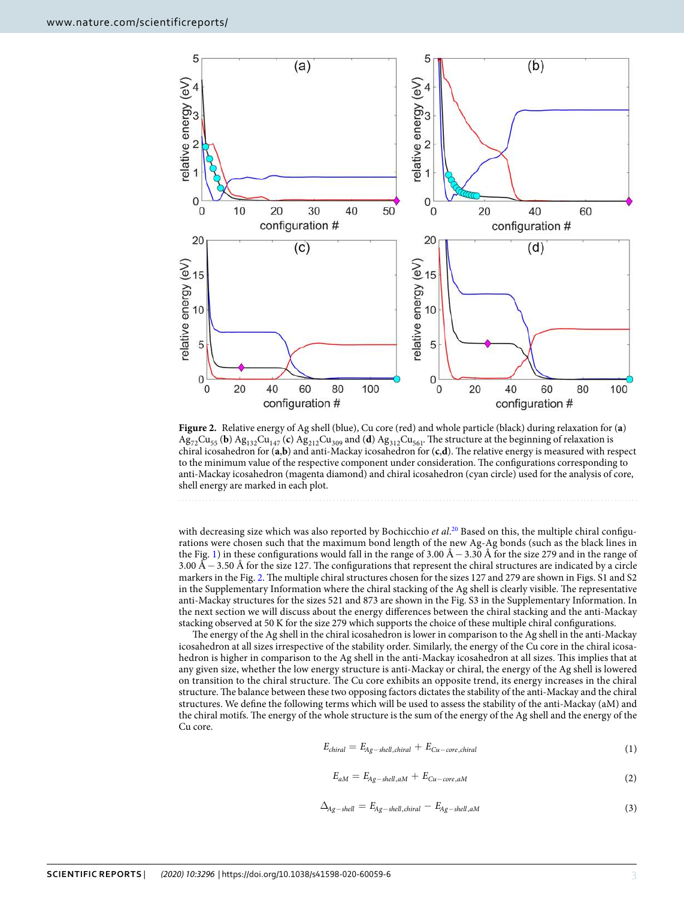**Figure 2.** Relative energy of Ag shell (blue), Cu core (red) and whole particle (black) during relaxation for (**a**) $Ag_{72}Cu_{55}$ (**b**) $Ag_{132}Cu_{147}$ (**c**) $Ag_{212}Cu_{309}$ and (**d**) $Ag_{312}Cu_{561}$. The structure at the beginning of relaxation is chiral icosahedron for (**a**,**b**) and anti-Mackay icosahedron for (**c**,**d**). The relative energy is measured with respect to the minimum value of the respective component under consideration. The configurations corresponding to anti-Mackay icosahedron (magenta diamond) and chiral icosahedron (cyan circle) used for the analysis of core, shell energy are marked in each plot.

with decreasing size which was also reported by Bochicchio *et al.*[20] Based on this, the multiple chiral configurations were chosen such that the maximum bond length of the new Ag-Ag bonds (such as the black lines in the Fig. 1) in these configurations would fall in the range of 3.00 Å – 3.30 Å for the size 279 and in the range of 3.00 Å – 3.50 Å for the size 127. The configurations that represent the chiral structures are indicated by a circle markers in the Fig. 2. The multiple chiral structures chosen for the sizes 127 and 279 are shown in Figs. S1 and S2 in the Supplementary Information where the chiral stacking of the Ag shell is clearly visible. The representative anti-Mackay structures for the sizes 521 and 873 are shown in the Fig. S3 in the Supplementary Information. In the next section we will discuss about the energy differences between the chiral stacking and the anti-Mackay stacking observed at 50 K for the size 279 which supports the choice of these multiple chiral configurations.

The energy of the Ag shell in the chiral icosahedron is lower in comparison to the Ag shell in the anti-Mackay icosahedron at all sizes irrespective of the stability order. Similarly, the energy of the Cu core in the chiral icosahedron is higher in comparison to the Ag shell in the anti-Mackay icosahedron at all sizes. This implies that at any given size, whether the low energy structure is anti-Mackay or chiral, the energy of the Ag shell is lowered on transition to the chiral structure. The Cu core exhibits an opposite trend, its energy increases in the chiral structure. The balance between these two opposing factors dictates the stability of the anti-Mackay and the chiral structures. We define the following terms which will be used to assess the stability of the anti-Mackay (aM) and the chiral motifs. The energy of the whole structure is the sum of the energy of the Ag shell and the energy of the Cu core.

$$E_{chiral} = E_{Ag-shell,chiral} + E_{Cu-core,chiral} \tag{1}$$

$$E_{aM} = E_{Ag-shell,aM} + E_{Cu-core,aM} \tag{2}$$

$$\Delta_{Ag-shell} = E_{Ag-shell,chiral} - E_{Ag-shell,aM} \tag{3}$$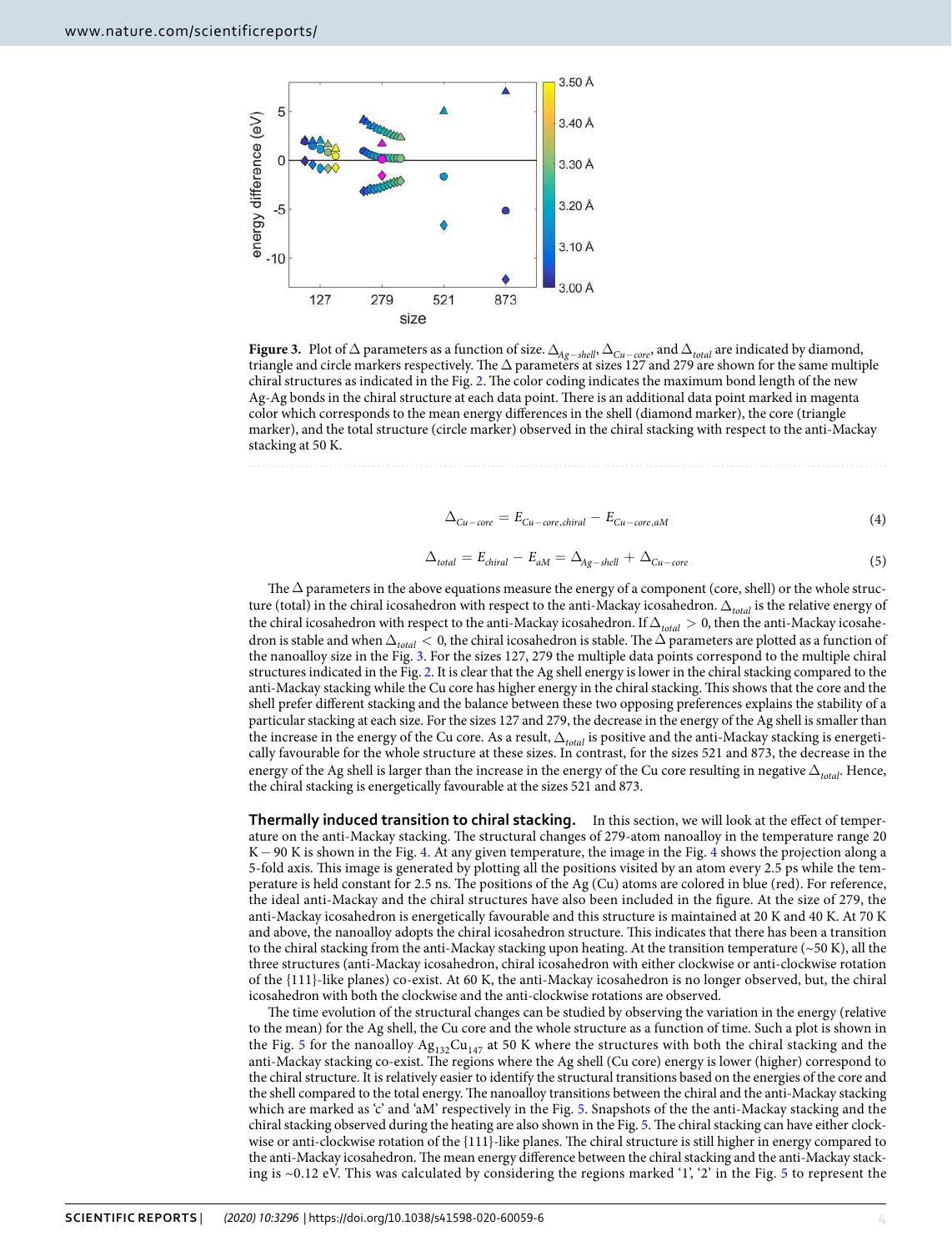**Figure 3.** Plot of Δ parameters as a function of size. $\Delta_{Ag-shell}$, $\Delta_{Cu-core}$, and $\Delta_{total}$ are indicated by diamond, triangle and circle markers respectively. The Δ parameters at sizes 127 and 279 are shown for the same multiple chiral structures as indicated in the Fig. 2. The color coding indicates the maximum bond length of the new Ag-Ag bonds in the chiral structure at each data point. There is an additional data point marked in magenta color which corresponds to the mean energy differences in the shell (diamond marker), the core (triangle marker), and the total structure (circle marker) observed in the chiral stacking with respect to the anti-Mackay stacking at 50 K.

$$\Delta_{Cu-core} = E_{Cu-core,chiral} - E_{Cu-core,aM} \tag{4}$$

$$\Delta_{total} = E_{chiral} - E_{aM} = \Delta_{Ag-shell} + \Delta_{Cu-core} \tag{5}$$

The Δ parameters in the above equations measure the energy of a component (core, shell) or the whole structure (total) in the chiral icosahedron with respect to the anti-Mackay icosahedron. $\Delta_{total}$ is the relative energy of the chiral icosahedron with respect to the anti-Mackay icosahedron. If $\Delta_{total} > 0$, then the anti-Mackay icosahedron is stable and when $\Delta_{total} < 0$, the chiral icosahedron is stable. The Δ parameters are plotted as a function of the nanoalloy size in the Fig. 3. For the sizes 127, 279 the multiple data points correspond to the multiple chiral structures indicated in the Fig. 2. It is clear that the Ag shell energy is lower in the chiral stacking compared to the anti-Mackay stacking while the Cu core has higher energy in the chiral stacking. This shows that the core and the shell prefer different stacking and the balance between these two opposing preferences explains the stability of a particular stacking at each size. For the sizes 127 and 279, the decrease in the energy of the Ag shell is smaller than the increase in the energy of the Cu core. As a result, $\Delta_{total}$ is positive and the anti-Mackay stacking is energetically favourable for the whole structure at these sizes. In contrast, for the sizes 521 and 873, the decrease in the energy of the Ag shell is larger than the increase in the energy of the Cu core resulting in negative $\Delta_{total}$. Hence, the chiral stacking is energetically favourable at the sizes 521 and 873.

**Thermally induced transition to chiral stacking.** In this section, we will look at the effect of temperature on the anti-Mackay stacking. The structural changes of 279-atom nanoalloy in the temperature range 20 K − 90 K is shown in the Fig. 4. At any given temperature, the image in the Fig. 4 shows the projection along a 5-fold axis. This image is generated by plotting all the positions visited by an atom every 2.5 ps while the temperature is held constant for 2.5 ns. The positions of the Ag (Cu) atoms are colored in blue (red). For reference, the ideal anti-Mackay and the chiral structures have also been included in the figure. At the size of 279, the anti-Mackay icosahedron is energetically favourable and this structure is maintained at 20 K and 40 K. At 70 K and above, the nanoalloy adopts the chiral icosahedron structure. This indicates that there has been a transition to the chiral stacking from the anti-Mackay stacking upon heating. At the transition temperature (~50 K), all the three structures (anti-Mackay icosahedron, chiral icosahedron with either clockwise or anti-clockwise rotation of the {111}-like planes) co-exist. At 60 K, the anti-Mackay icosahedron is no longer observed, but, the chiral icosahedron with both the clockwise and the anti-clockwise rotations are observed.

The time evolution of the structural changes can be studied by observing the variation in the energy (relative to the mean) for the Ag shell, the Cu core and the whole structure as a function of time. Such a plot is shown in the Fig. 5 for the nanoalloy $Ag_{132}Cu_{147}$ at 50 K where the structures with both the chiral stacking and the anti-Mackay stacking co-exist. The regions where the Ag shell (Cu core) energy is lower (higher) correspond to the chiral structure. It is relatively easier to identify the structural transitions based on the energies of the core and the shell compared to the total energy. The nanoalloy transitions between the chiral and the anti-Mackay stacking which are marked as 'c' and 'aM' respectively in the Fig. 5. Snapshots of the the anti-Mackay stacking and the chiral stacking observed during the heating are also shown in the Fig. 5. The chiral stacking can have either clockwise or anti-clockwise rotation of the {111}-like planes. The chiral structure is still higher in energy compared to the anti-Mackay icosahedron. The mean energy difference between the chiral stacking and the anti-Mackay stacking is ~0.12 eV. This was calculated by considering the regions marked '1', '2' in the Fig. 5 to represent the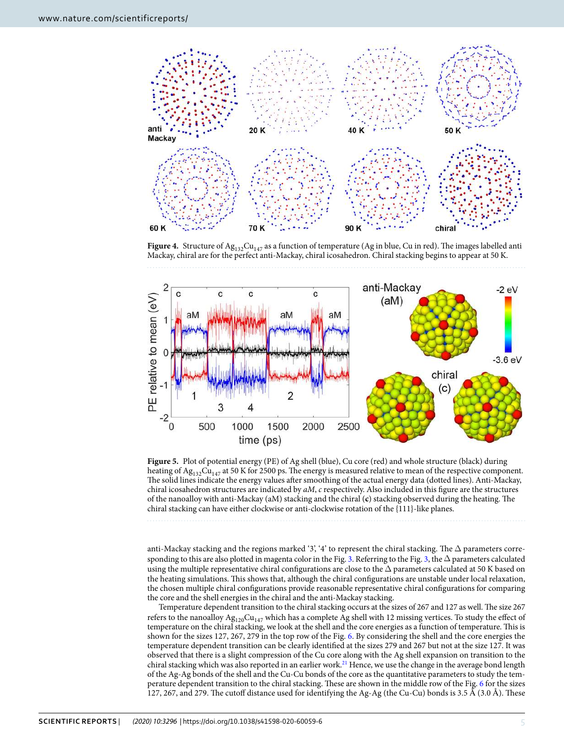**Figure 4.** Structure of $Ag_{132}Cu_{147}$ as a function of temperature (Ag in blue, Cu in red). The images labelled anti Mackay, chiral are for the perfect anti-Mackay, chiral icosahedron. Chiral stacking begins to appear at 50 K.

**Figure 5.** Plot of potential energy (PE) of Ag shell (blue), Cu core (red) and whole structure (black) during heating of $Ag_{132}Cu_{147}$ at 50 K for 2500 ps. The energy is measured relative to mean of the respective component. The solid lines indicate the energy values after smoothing of the actual energy data (dotted lines). Anti-Mackay, chiral icosahedron structures are indicated by *aM*, *c* respectively. Also included in this figure are the structures of the nanoalloy with anti-Mackay (aM) stacking and the chiral (**c**) stacking observed during the heating. The chiral stacking can have either clockwise or anti-clockwise rotation of the {111}-like planes.

anti-Mackay stacking and the regions marked '3', '4' to represent the chiral stacking. The $\Delta$ parameters corresponding to this are also plotted in magenta color in the Fig. 3. Referring to the Fig. 3, the $\Delta$ parameters calculated using the multiple representative chiral configurations are close to the $\Delta$ parameters calculated at 50 K based on the heating simulations. This shows that, although the chiral configurations are unstable under local relaxation, the chosen multiple chiral configurations provide reasonable representative chiral configurations for comparing the core and the shell energies in the chiral and the anti-Mackay stacking.

Temperature dependent transition to the chiral stacking occurs at the sizes of 267 and 127 as well. The size 267 refers to the nanoalloy $Ag_{120}Cu_{147}$ which has a complete Ag shell with 12 missing vertices. To study the effect of temperature on the chiral stacking, we look at the shell and the core energies as a function of temperature. This is shown for the sizes 127, 267, 279 in the top row of the Fig. 6. By considering the shell and the core energies the temperature dependent transition can be clearly identified at the sizes 279 and 267 but not at the size 127. It was observed that there is a slight compression of the Cu core along with the Ag shell expansion on transition to the chiral stacking which was also reported in an earlier work.[21] Hence, we use the change in the average bond length of the Ag-Ag bonds of the shell and the Cu-Cu bonds of the core as the quantitative parameters to study the temperature dependent transition to the chiral stacking. These are shown in the middle row of the Fig. 6 for the sizes 127, 267, and 279. The cutoff distance used for identifying the Ag-Ag (the Cu-Cu) bonds is 3.5 Å (3.0 Å). These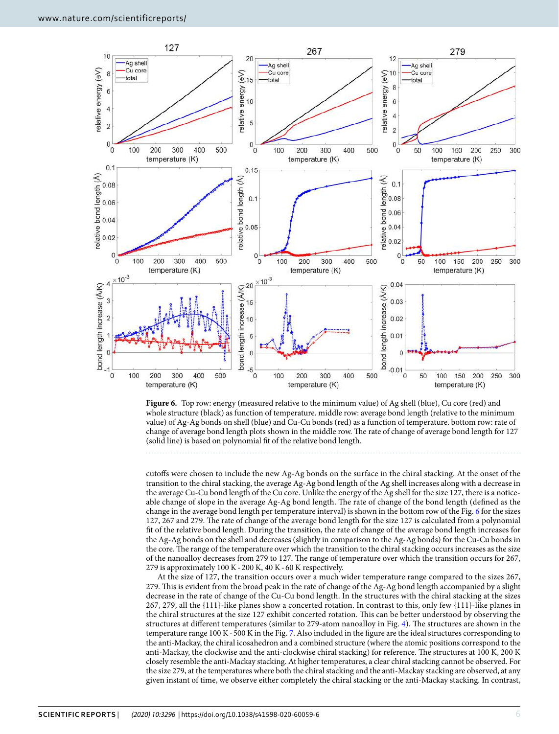**Figure 6.** Top row: energy (measured relative to the minimum value) of Ag shell (blue), Cu core (red) and whole structure (black) as function of temperature. middle row: average bond length (relative to the minimum value) of Ag-Ag bonds on shell (blue) and Cu-Cu bonds (red) as a function of temperature. bottom row: rate of change of average bond length plots shown in the middle row. The rate of change of average bond length for 127 (solid line) is based on polynomial fit of the relative bond length.

cutoffs were chosen to include the new Ag-Ag bonds on the surface in the chiral stacking. At the onset of the transition to the chiral stacking, the average Ag-Ag bond length of the Ag shell increases along with a decrease in the average Cu-Cu bond length of the Cu core. Unlike the energy of the Ag shell for the size 127, there is a noticeable change of slope in the average Ag-Ag bond length. The rate of change of the bond length (defined as the change in the average bond length per temperature interval) is shown in the bottom row of the Fig. 6 for the sizes 127, 267 and 279. The rate of change of the average bond length for the size 127 is calculated from a polynomial fit of the relative bond length. During the transition, the rate of change of the average bond length increases for the Ag-Ag bonds on the shell and decreases (slightly in comparison to the Ag-Ag bonds) for the Cu-Cu bonds in the core. The range of the temperature over which the transition to the chiral stacking occurs increases as the size of the nanoalloy decreases from 279 to 127. The range of temperature over which the transition occurs for 267, 279 is approximately 100 K - 200 K, 40 K - 60 K respectively.

At the size of 127, the transition occurs over a much wider temperature range compared to the sizes 267, 279. This is evident from the broad peak in the rate of change of the Ag-Ag bond length accompanied by a slight decrease in the rate of change of the Cu-Cu bond length. In the structures with the chiral stacking at the sizes 267, 279, all the {111}-like planes show a concerted rotation. In contrast to this, only few {111}-like planes in the chiral structures at the size 127 exhibit concerted rotation. This can be better understood by observing the structures at different temperatures (similar to 279-atom nanoalloy in Fig. 4). The structures are shown in the temperature range 100 K - 500 K in the Fig. 7. Also included in the figure are the ideal structures corresponding to the anti-Mackay, the chiral icosahedron and a combined structure (where the atomic positions correspond to the anti-Mackay, the clockwise and the anti-clockwise chiral stacking) for reference. The structures at 100 K, 200 K closely resemble the anti-Mackay stacking. At higher temperatures, a clear chiral stacking cannot be observed. For the size 279, at the temperatures where both the chiral stacking and the anti-Mackay stacking are observed, at any given instant of time, we observe either completely the chiral stacking or the anti-Mackay stacking. In contrast,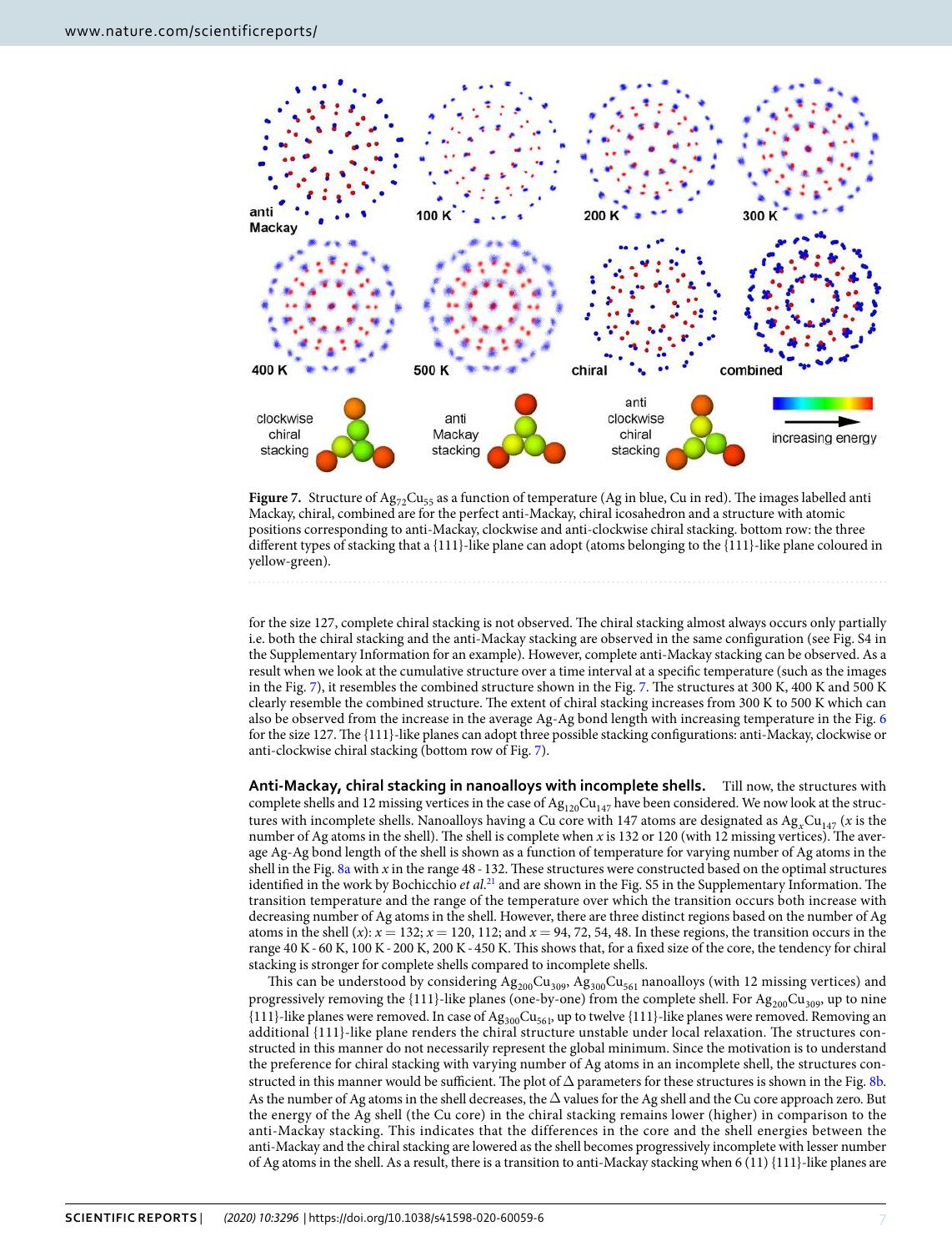**Figure 7.** Structure of $Ag_{72}Cu_{55}$ as a function of temperature (Ag in blue, Cu in red). The images labelled anti Mackay, chiral, combined are for the perfect anti-Mackay, chiral icosahedron and a structure with atomic positions corresponding to anti-Mackay, clockwise and anti-clockwise chiral stacking. bottom row: the three different types of stacking that a {111}-like plane can adopt (atoms belonging to the {111}-like plane coloured in yellow-green).

for the size 127, complete chiral stacking is not observed. The chiral stacking almost always occurs only partially i.e. both the chiral stacking and the anti-Mackay stacking are observed in the same configuration (see Fig. S4 in the Supplementary Information for an example). However, complete anti-Mackay stacking can be observed. As a result when we look at the cumulative structure over a time interval at a specific temperature (such as the images in the Fig. 7), it resembles the combined structure shown in the Fig. 7. The structures at 300 K, 400 K and 500 K clearly resemble the combined structure. The extent of chiral stacking increases from 300 K to 500 K which can also be observed from the increase in the average Ag-Ag bond length with increasing temperature in the Fig. 6 for the size 127. The {111}-like planes can adopt three possible stacking configurations: anti-Mackay, clockwise or anti-clockwise chiral stacking (bottom row of Fig. 7).

**Anti-Mackay, chiral stacking in nanoalloys with incomplete shells.** Till now, the structures with complete shells and 12 missing vertices in the case of $Ag_{120}Cu_{147}$ have been considered. We now look at the structures with incomplete shells. Nanoalloys having a Cu core with 147 atoms are designated as $Ag_xCu_{147}$ ($x$ is the number of Ag atoms in the shell). The shell is complete when $x$ is 132 or 120 (with 12 missing vertices). The average Ag-Ag bond length of the shell is shown as a function of temperature for varying number of Ag atoms in the shell in the Fig. 8a with $x$ in the range 48 - 132. These structures were constructed based on the optimal structures identified in the work by Bochicchio *et al.*[21] and are shown in the Fig. S5 in the Supplementary Information. The transition temperature and the range of the temperature over which the transition occurs both increase with decreasing number of Ag atoms in the shell. However, there are three distinct regions based on the number of Ag atoms in the shell ($x$): $x = 132$; $x = 120, 112$; and $x = 94, 72, 54, 48$. In these regions, the transition occurs in the range 40 K - 60 K, 100 K - 200 K, 200 K - 450 K. This shows that, for a fixed size of the core, the tendency for chiral stacking is stronger for complete shells compared to incomplete shells.

This can be understood by considering $Ag_{200}Cu_{309}$, $Ag_{300}Cu_{561}$ nanoalloys (with 12 missing vertices) and progressively removing the {111}-like planes (one-by-one) from the complete shell. For $Ag_{200}Cu_{309}$, up to nine {111}-like planes were removed. In case of $Ag_{300}Cu_{561}$, up to twelve {111}-like planes were removed. Removing an additional {111}-like plane renders the chiral structure unstable under local relaxation. The structures constructed in this manner do not necessarily represent the global minimum. Since the motivation is to understand the preference for chiral stacking with varying number of Ag atoms in an incomplete shell, the structures constructed in this manner would be sufficient. The plot of $\Delta$ parameters for these structures is shown in the Fig. 8b. As the number of Ag atoms in the shell decreases, the $\Delta$ values for the Ag shell and the Cu core approach zero. But the energy of the Ag shell (the Cu core) in the chiral stacking remains lower (higher) in comparison to the anti-Mackay stacking. This indicates that the differences in the core and the shell energies between the anti-Mackay and the chiral stacking are lowered as the shell becomes progressively incomplete with lesser number of Ag atoms in the shell. As a result, there is a transition to anti-Mackay stacking when 6 (11) {111}-like planes are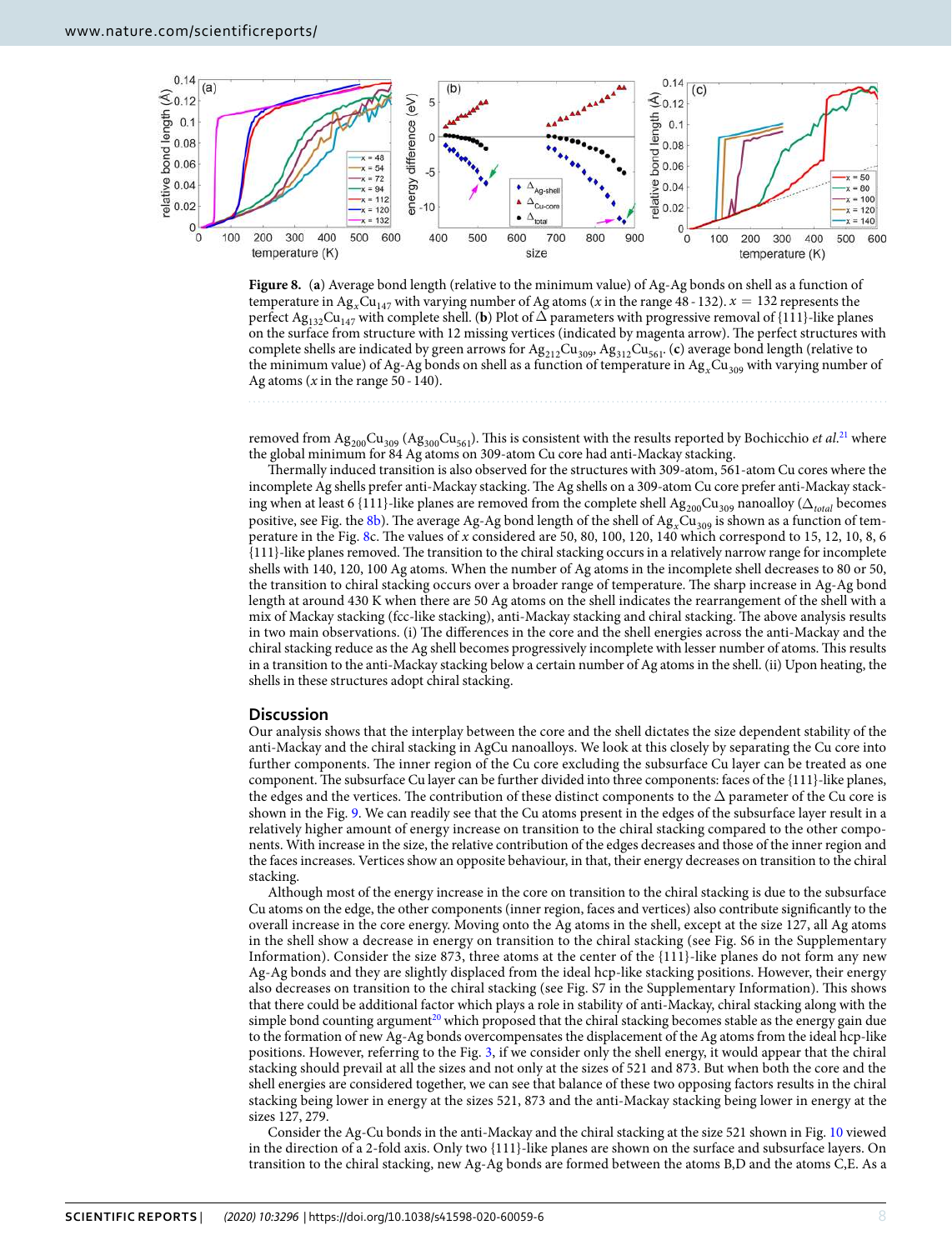**Figure 8.** (**a**) Average bond length (relative to the minimum value) of Ag-Ag bonds on shell as a function of temperature in $Ag_xCu_{147}$ with varying number of Ag atoms ($x$ in the range 48 - 132). $x = 132$ represents the perfect $Ag_{132}Cu_{147}$ with complete shell. (**b**) Plot of $\Delta$ parameters with progressive removal of {111}-like planes on the surface from structure with 12 missing vertices (indicated by magenta arrow). The perfect structures with complete shells are indicated by green arrows for $Ag_{212}Cu_{309}$, $Ag_{312}Cu_{561}$. (**c**) average bond length (relative to the minimum value) of Ag-Ag bonds on shell as a function of temperature in $Ag_xCu_{309}$ with varying number of Ag atoms ($x$ in the range 50 - 140).

removed from $Ag_{200}Cu_{309}$ ($Ag_{300}Cu_{561}$). This is consistent with the results reported by Bochicchio *et al.*[21] where the global minimum for 84 Ag atoms on 309-atom Cu core had anti-Mackay stacking.

Thermally induced transition is also observed for the structures with 309-atom, 561-atom Cu cores where the incomplete Ag shells prefer anti-Mackay stacking. The Ag shells on a 309-atom Cu core prefer anti-Mackay stacking when at least 6 {111}-like planes are removed from the complete shell $Ag_{200}Cu_{309}$ nanoalloy ($\Delta_{total}$ becomes positive, see Fig. the 8b). The average Ag-Ag bond length of the shell of $Ag_xCu_{309}$ is shown as a function of temperature in the Fig. 8c. The values of $x$ considered are 50, 80, 100, 120, 140 which correspond to 15, 12, 10, 8, 6 {111}-like planes removed. The transition to the chiral stacking occurs in a relatively narrow range for incomplete shells with 140, 120, 100 Ag atoms. When the number of Ag atoms in the incomplete shell decreases to 80 or 50, the transition to chiral stacking occurs over a broader range of temperature. The sharp increase in Ag-Ag bond length at around 430 K when there are 50 Ag atoms on the shell indicates the rearrangement of the shell with a mix of Mackay stacking (fcc-like stacking), anti-Mackay stacking and chiral stacking. The above analysis results in two main observations. (i) The differences in the core and the shell energies across the anti-Mackay and the chiral stacking reduce as the Ag shell becomes progressively incomplete with lesser number of atoms. This results in a transition to the anti-Mackay stacking below a certain number of Ag atoms in the shell. (ii) Upon heating, the shells in these structures adopt chiral stacking.

## Discussion

Our analysis shows that the interplay between the core and the shell dictates the size dependent stability of the anti-Mackay and the chiral stacking in AgCu nanoalloys. We look at this closely by separating the Cu core into further components. The inner region of the Cu core excluding the subsurface Cu layer can be treated as one component. The subsurface Cu layer can be further divided into three components: faces of the {111}-like planes, the edges and the vertices. The contribution of these distinct components to the $\Delta$ parameter of the Cu core is shown in the Fig. 9. We can readily see that the Cu atoms present in the edges of the subsurface layer result in a relatively higher amount of energy increase on transition to the chiral stacking compared to the other components. With increase in the size, the relative contribution of the edges decreases and those of the inner region and the faces increases. Vertices show an opposite behaviour, in that, their energy decreases on transition to the chiral stacking.

Although most of the energy increase in the core on transition to the chiral stacking is due to the subsurface Cu atoms on the edge, the other components (inner region, faces and vertices) also contribute significantly to the overall increase in the core energy. Moving onto the Ag atoms in the shell, except at the size 127, all Ag atoms in the shell show a decrease in energy on transition to the chiral stacking (see Fig. S6 in the Supplementary Information). Consider the size 873, three atoms at the center of the {111}-like planes do not form any new Ag-Ag bonds and they are slightly displaced from the ideal hcp-like stacking positions. However, their energy also decreases on transition to the chiral stacking (see Fig. S7 in the Supplementary Information). This shows that there could be additional factor which plays a role in stability of anti-Mackay, chiral stacking along with the simple bond counting argument[20] which proposed that the chiral stacking becomes stable as the energy gain due to the formation of new Ag-Ag bonds overcompensates the displacement of the Ag atoms from the ideal hcp-like positions. However, referring to the Fig. 3, if we consider only the shell energy, it would appear that the chiral stacking should prevail at all the sizes and not only at the sizes of 521 and 873. But when both the core and the shell energies are considered together, we can see that balance of these two opposing factors results in the chiral stacking being lower in energy at the sizes 521, 873 and the anti-Mackay stacking being lower in energy at the sizes 127, 279.

Consider the Ag-Cu bonds in the anti-Mackay and the chiral stacking at the size 521 shown in Fig. 10 viewed in the direction of a 2-fold axis. Only two {111}-like planes are shown on the surface and subsurface layers. On transition to the chiral stacking, new Ag-Ag bonds are formed between the atoms B,D and the atoms C,E. As a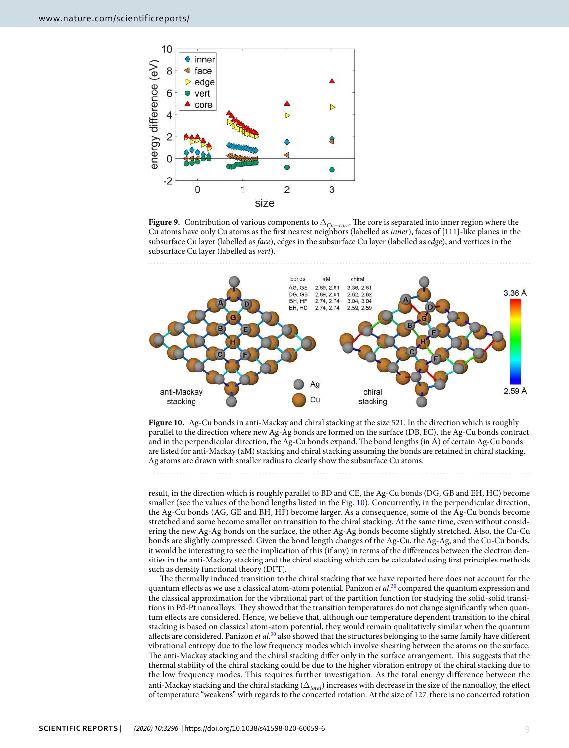10

8

6

4

2

0

-2

energy difference (eV)

inner

face

edge

vert

core

0

1

2

3

size

**Figure 9.** Contribution of various components to $\Delta_{Cu-core}$. The core is separated into inner region where the Cu atoms have only Cu atoms as the first nearest neighbors (labelled as *inner*), faces of {111}-like planes in the subsurface Cu layer (labelled as *face*), edges in the subsurface Cu layer (labelled as *edge*), and vertices in the subsurface Cu layer (labelled as *vert*).

bonds aM chiral

AG, GE 2.89, 2.61 3.36, 2.81

DG, GB 2.89, 2.61 2.62, 2.62

BH, HF 2.74, 2.74 3.04, 3.04

EH, HC 2.74, 2.74 2.59, 2.59

anti-Mackay stacking

Ag

Cu

chiral stacking

3.36 Å

2.59 Å

**Figure 10.** Ag-Cu bonds in anti-Mackay and chiral stacking at the size 521. In the direction which is roughly parallel to the direction where new Ag-Ag bonds are formed on the surface (DB, EC), the Ag-Cu bonds contract and in the perpendicular direction, the Ag-Cu bonds expand. The bond lengths (in Å) of certain Ag-Cu bonds are listed for anti-Mackay (aM) stacking and chiral stacking assuming the bonds are retained in chiral stacking. Ag atoms are drawn with smaller radius to clearly show the subsurface Cu atoms.

result, in the direction which is roughly parallel to BD and CE, the Ag-Cu bonds (DG, GB and EH, HC) become smaller (see the values of the bond lengths listed in the Fig. 10). Concurrently, in the perpendicular direction, the Ag-Cu bonds (AG, GE and BH, HF) become larger. As a consequence, some of the Ag-Cu bonds become stretched and some become smaller on transition to the chiral stacking. At the same time, even without considering the new Ag-Ag bonds on the surface, the other Ag-Ag bonds become slightly stretched. Also, the Cu-Cu bonds are slightly compressed. Given the bond length changes of the Ag-Cu, the Ag-Ag, and the Cu-Cu bonds, it would be interesting to see the implication of this (if any) in terms of the differences between the electron densities in the anti-Mackay stacking and the chiral stacking which can be calculated using first principles methods such as density functional theory (DFT).

The thermally induced transition to the chiral stacking that we have reported here does not account for the quantum effects as we use a classical atom-atom potential. Panizon *et al.*[30] compared the quantum expression and the classical approximation for the vibrational part of the partition function for studying the solid-solid transitions in Pd-Pt nanoalloys. They showed that the transition temperatures do not change significantly when quantum effects are considered. Hence, we believe that, although our temperature dependent transition to the chiral stacking is based on classical atom-atom potential, they would remain qualitatively similar when the quantum affects are considered. Panizon *et al.*[30] also showed that the structures belonging to the same family have different vibrational entropy due to the low frequency modes which involve shearing between the atoms on the surface. The anti-Mackay stacking and the chiral stacking differ only in the surface arrangement. This suggests that the thermal stability of the chiral stacking could be due to the higher vibration entropy of the chiral stacking due to the low frequency modes. This requires further investigation. As the total energy difference between the anti-Mackay stacking and the chiral stacking ($\Delta_{total}$) increases with decrease in the size of the nanoalloy, the effect of temperature "weakens" with regards to the concerted rotation. At the size of 127, there is no concerted rotation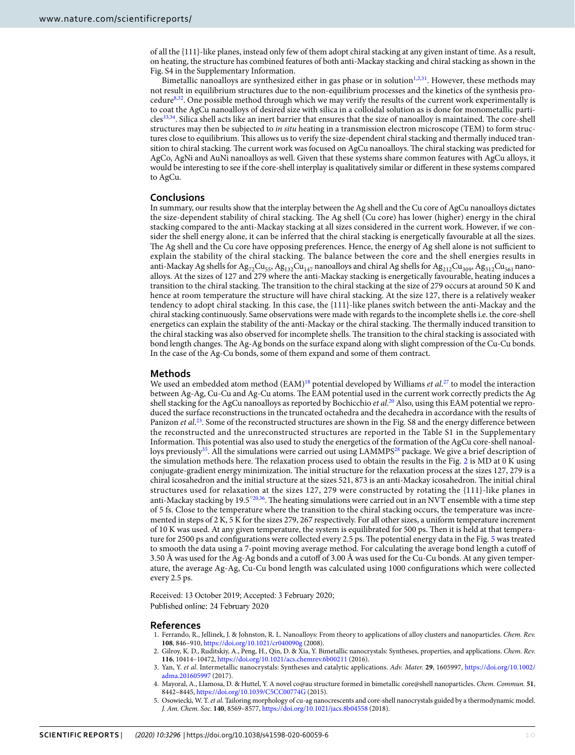of all the {111}-like planes, instead only few of them adopt chiral stacking at any given instant of time. As a result, on heating, the structure has combined features of both anti-Mackay stacking and chiral stacking as shown in the Fig. S4 in the Supplementary Information.

Bimetallic nanoalloys are synthesized either in gas phase or in solution[1,2,31]. However, these methods may not result in equilibrium structures due to the non-equilibrium processes and the kinetics of the synthesis procedure[8,32]. One possible method through which we may verify the results of the current work experimentally is to coat the AgCu nanoalloys of desired size with silica in a colloidal solution as is done for monometallic particles[33,34]. Silica shell acts like an inert barrier that ensures that the size of nanoalloy is maintained. The core-shell structures may then be subjected to *in situ* heating in a transmission electron microscope (TEM) to form structures close to equilibrium. This allows us to verify the size-dependent chiral stacking and thermally induced transition to chiral stacking. The current work was focused on AgCu nanoalloys. The chiral stacking was predicted for AgCo, AgNi and AuNi nanoalloys as well. Given that these systems share common features with AgCu alloys, it would be interesting to see if the core-shell interplay is qualitatively similar or different in these systems compared to AgCu.

## Conclusions

In summary, our results show that the interplay between the Ag shell and the Cu core of AgCu nanoalloys dictates the size-dependent stability of chiral stacking. The Ag shell (Cu core) has lower (higher) energy in the chiral stacking compared to the anti-Mackay stacking at all sizes considered in the current work. However, if we consider the shell energy alone, it can be inferred that the chiral stacking is energetically favourable at all the sizes. The Ag shell and the Cu core have opposing preferences. Hence, the energy of Ag shell alone is not sufficient to explain the stability of the chiral stacking. The balance between the core and the shell energies results in anti-Mackay Ag shells for $Ag_{72}Cu_{55}$, $Ag_{132}Cu_{147}$ nanoalloys and chiral Ag shells for $Ag_{212}Cu_{309}$, $Ag_{312}Cu_{561}$ nanoalloys. At the sizes of 127 and 279 where the anti-Mackay stacking is energetically favourable, heating induces a transition to the chiral stacking. The transition to the chiral stacking at the size of 279 occurs at around 50 K and hence at room temperature the structure will have chiral stacking. At the size 127, there is a relatively weaker tendency to adopt chiral stacking. In this case, the {111}-like planes switch between the anti-Mackay and the chiral stacking continuously. Same observations were made with regards to the incomplete shells i.e. the core-shell energetics can explain the stability of the anti-Mackay or the chiral stacking. The thermally induced transition to the chiral stacking was also observed for incomplete shells. The transition to the chiral stacking is associated with bond length changes. The Ag-Ag bonds on the surface expand along with slight compression of the Cu-Cu bonds. In the case of the Ag-Cu bonds, some of them expand and some of them contract.

## Methods

We used an embedded atom method (EAM)[18] potential developed by Williams *et al.*[27] to model the interaction between Ag-Ag, Cu-Cu and Ag-Cu atoms. The EAM potential used in the current work correctly predicts the Ag shell stacking for the AgCu nanoalloys as reported by Bochicchio *et al.*[20] Also, using this EAM potential we reproduced the surface reconstructions in the truncated octahedra and the decahedra in accordance with the results of Panizon *et al.*[23]. Some of the reconstructed structures are shown in the Fig. S8 and the energy difference between the reconstructed and the unreconstructed structures are reported in the Table S1 in the Supplementary Information. This potential was also used to study the energetics of the formation of the AgCu core-shell nanoalloys previously[35]. All the simulations were carried out using LAMMPS[28] package. We give a brief description of the simulation methods here. The relaxation process used to obtain the results in the Fig. 2 is MD at 0 K using conjugate-gradient energy minimization. The initial structure for the relaxation process at the sizes 127, 279 is a chiral icosahedron and the initial structure at the sizes 521, 873 is an anti-Mackay icosahedron. The initial chiral structures used for relaxation at the sizes 127, 279 were constructed by rotating the {111}-like planes in anti-Mackay stacking by 19.5°[20,36]. The heating simulations were carried out in an NVT ensemble with a time step of 5 fs. Close to the temperature where the transition to the chiral stacking occurs, the temperature was incremented in steps of 2 K, 5 K for the sizes 279, 267 respectively. For all other sizes, a uniform temperature increment of 10 K was used. At any given temperature, the system is equilibrated for 500 ps. Then it is held at that temperature for 2500 ps and configurations were collected every 2.5 ps. The potential energy data in the Fig. 5 was treated to smooth the data using a 7-point moving average method. For calculating the average bond length a cutoff of 3.50 Å was used for the Ag-Ag bonds and a cutoff of 3.00 Å was used for the Cu-Cu bonds. At any given temperature, the average Ag-Ag, Cu-Cu bond length was calculated using 1000 configurations which were collected every 2.5 ps.

Received: 13 October 2019; Accepted: 3 February 2020;
Published online: 24 February 2020

## References

1. Ferrando, R., Jellinek, J. & Johnston, R. L. Nanoalloys: From theory to applications of alloy clusters and nanoparticles. *Chem. Rev.* **108**, 846–910, https://doi.org/10.1021/cr040090g (2008).
2. Gilroy, K. D., Ruditskiy, A., Peng, H., Qin, D. & Xia, Y. Bimetallic nanocrystals: Syntheses, properties, and applications. *Chem. Rev.* **116**, 10414–10472, https://doi.org/10.1021/acs.chemrev.6b00211 (2016).
3. Yan, Y. *et al.* Intermetallic nanocrystals: Syntheses and catalytic applications. *Adv. Mater.* **29**, 1605997, https://doi.org/10.1002/adma.201605997 (2017).
4. Mayoral, A., Llamosa, D. & Huttel, Y. A novel co@au structure formed in bimetallic core@shell nanoparticles. *Chem. Commun.* **51**, 8442–8445, https://doi.org/10.1039/C5CC00774G (2015).
5. Osowiecki, W. T. *et al.* Tailoring morphology of cu-ag nanocrescents and core-shell nanocrystals guided by a thermodynamic model. *J. Am. Chem. Soc.* **140**, 8569–8577, https://doi.org/10.1021/jacs.8b04558 (2018).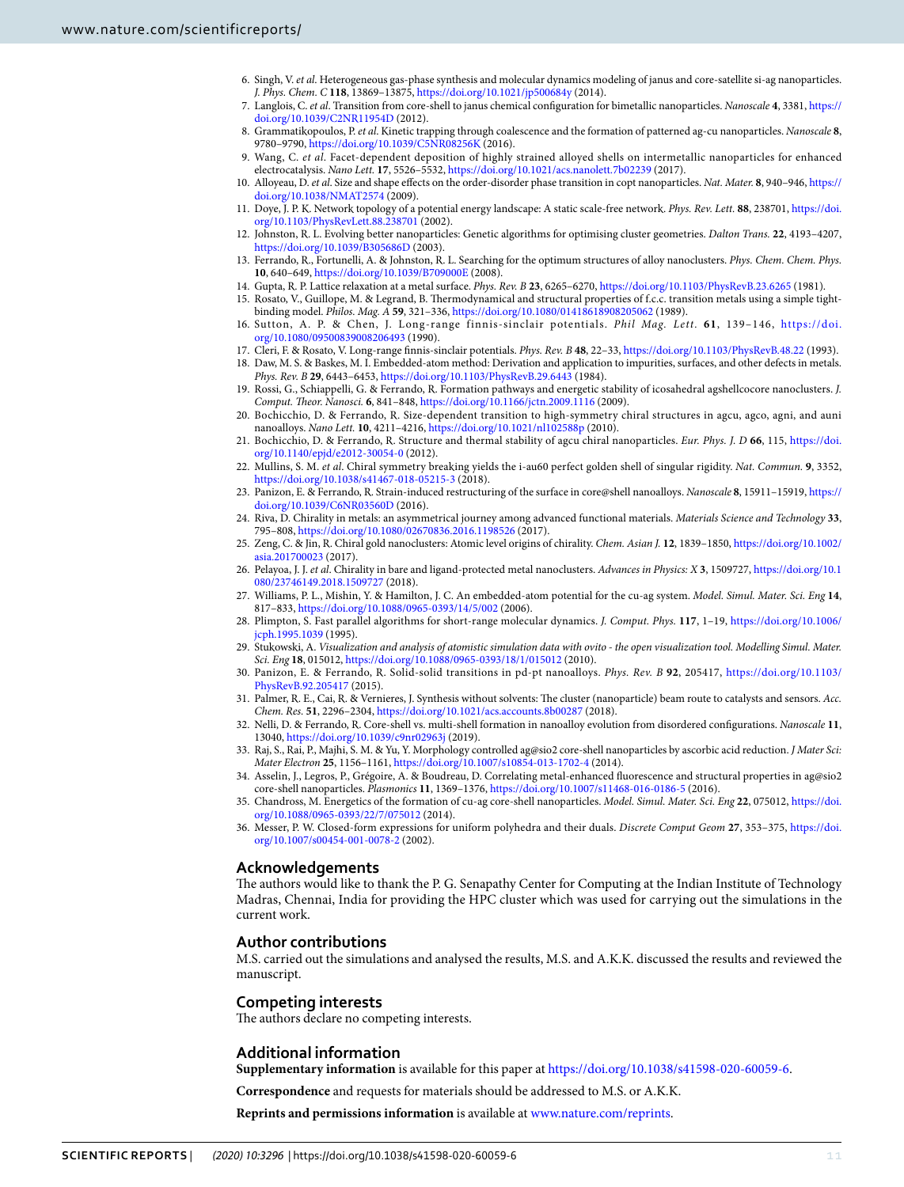6. Singh, V. *et al*. Heterogeneous gas-phase synthesis and molecular dynamics modeling of janus and core-satellite si-ag nanoparticles. *J. Phys. Chem. C* **118**, 13869–13875, https://doi.org/10.1021/jp500684y (2014).
7. Langlois, C. *et al*. Transition from core-shell to janus chemical configuration for bimetallic nanoparticles. *Nanoscale* **4**, 3381, https://doi.org/10.1039/C2NR11954D (2012).
8. Grammatikopoulos, P. *et al*. Kinetic trapping through coalescence and the formation of patterned ag-cu nanoparticles. *Nanoscale* **8**, 9780–9790, https://doi.org/10.1039/C5NR08256K (2016).
9. Wang, C. *et al*. Facet-dependent deposition of highly strained alloyed shells on intermetallic nanoparticles for enhanced electrocatalysis. *Nano Lett.* **17**, 5526–5532, https://doi.org/10.1021/acs.nanolett.7b02239 (2017).
10. Alloyeau, D. *et al*. Size and shape effects on the order-disorder phase transition in copt nanoparticles. *Nat. Mater.* **8**, 940–946, https://doi.org/10.1038/NMAT2574 (2009).
11. Doye, J. P. K. Network topology of a potential energy landscape: A static scale-free network. *Phys. Rev. Lett.* **88**, 238701, https://doi.org/10.1103/PhysRevLett.88.238701 (2002).
12. Johnston, R. L. Evolving better nanoparticles: Genetic algorithms for optimising cluster geometries. *Dalton Trans.* **22**, 4193–4207, https://doi.org/10.1039/B305686D (2003).
13. Ferrando, R., Fortunelli, A. & Johnston, R. L. Searching for the optimum structures of alloy nanoclusters. *Phys. Chem. Chem. Phys.* **10**, 640–649, https://doi.org/10.1039/B709000E (2008).
14. Gupta, R. P. Lattice relaxation at a metal surface. *Phys. Rev. B* **23**, 6265–6270, https://doi.org/10.1103/PhysRevB.23.6265 (1981).
15. Rosato, V., Guillope, M. & Legrand, B. Thermodynamical and structural properties of f.c.c. transition metals using a simple tight-binding model. *Philos. Mag. A* **59**, 321–336, https://doi.org/10.1080/01418618908205062 (1989).
16. Sutton, A. P. & Chen, J. Long-range finnis-sinclair potentials. *Phil Mag. Lett.* **61**, 139–146, https://doi.org/10.1080/09500839008206493 (1990).
17. Cleri, F. & Rosato, V. Long-range finnis-sinclair potentials. *Phys. Rev. B* **48**, 22–33, https://doi.org/10.1103/PhysRevB.48.22 (1993).
18. Daw, M. S. & Baskes, M. I. Embedded-atom method: Derivation and application to impurities, surfaces, and other defects in metals. *Phys. Rev. B* **29**, 6443–6453, https://doi.org/10.1103/PhysRevB.29.6443 (1984).
19. Rossi, G., Schiappelli, G. & Ferrando, R. Formation pathways and energetic stability of icosahedral agshellcore nanoclusters. *J. Comput. Theor. Nanosci.* **6**, 841–848, https://doi.org/10.1166/jctn.2009.1116 (2009).
20. Bochicchio, D. & Ferrando, R. Size-dependent transition to high-symmetry chiral structures in agcu, agco, agni, and auni nanoalloys. *Nano Lett.* **10**, 4211–4216, https://doi.org/10.1021/nl102588p (2010).
21. Bochicchio, D. & Ferrando, R. Structure and thermal stability of agcu chiral nanoparticles. *Eur. Phys. J. D* **66**, 115, https://doi.org/10.1140/epjd/e2012-30054-0 (2012).
22. Mullins, S. M. *et al*. Chiral symmetry breaking yields the i-au60 perfect golden shell of singular rigidity. *Nat. Commun.* **9**, 3352, https://doi.org/10.1038/s41467-018-05215-3 (2018).
23. Panizon, E. & Ferrando, R. Strain-induced restructuring of the surface in core@shell nanoalloys. *Nanoscale* **8**, 15911–15919, https://doi.org/10.1039/C6NR03560D (2016).
24. Riva, D. Chirality in metals: an asymmetrical journey among advanced functional materials. *Materials Science and Technology* **33**, 795–808, https://doi.org/10.1080/02670836.2016.1198526 (2017).
25. Zeng, C. & Jin, R. Chiral gold nanoclusters: Atomic level origins of chirality. *Chem. Asian J.* **12**, 1839–1850, https://doi.org/10.1002/asia.201700023 (2017).
26. Pelayoa, J. J. *et al*. Chirality in bare and ligand-protected metal nanoclusters. *Advances in Physics: X* **3**, 1509727, https://doi.org/10.1080/23746149.2018.1509727 (2018).
27. Williams, P. L., Mishin, Y. & Hamilton, J. C. An embedded-atom potential for the cu-ag system. *Model. Simul. Mater. Sci. Eng* **14**, 817–833, https://doi.org/10.1088/0965-0393/14/5/002 (2006).
28. Plimpton, S. Fast parallel algorithms for short-range molecular dynamics. *J. Comput. Phys.* **117**, 1–19, https://doi.org/10.1006/jcph.1995.1039 (1995).
29. Stukowski, A. *Visualization and analysis of atomistic simulation data with ovito - the open visualization tool. Modelling Simul. Mater. Sci. Eng* **18**, 015012, https://doi.org/10.1088/0965-0393/18/1/015012 (2010).
30. Panizon, E. & Ferrando, R. Solid-solid transitions in pd-pt nanoalloys. *Phys. Rev. B* **92**, 205417, https://doi.org/10.1103/PhysRevB.92.205417 (2015).
31. Palmer, R. E., Cai, R. & Vernieres, J. Synthesis without solvents: The cluster (nanoparticle) beam route to catalysts and sensors. *Acc. Chem. Res.* **51**, 2296–2304, https://doi.org/10.1021/acs.accounts.8b00287 (2018).
32. Nelli, D. & Ferrando, R. Core-shell vs. multi-shell formation in nanoalloy evolution from disordered configurations. *Nanoscale* **11**, 13040, https://doi.org/10.1039/c9nr02963j (2019).
33. Raj, S., Rai, P., Majhi, S. M. & Yu, Y. Morphology controlled ag@sio2 core-shell nanoparticles by ascorbic acid reduction. *J Mater Sci: Mater Electron* **25**, 1156–1161, https://doi.org/10.1007/s10854-013-1702-4 (2014).
34. Asselin, J., Legros, P., Grégoire, A. & Boudreau, D. Correlating metal-enhanced fluorescence and structural properties in ag@sio2 core-shell nanoparticles. *Plasmonics* **11**, 1369–1376, https://doi.org/10.1007/s11468-016-0186-5 (2016).
35. Chandross, M. Energetics of the formation of cu-ag core-shell nanoparticles. *Model. Simul. Mater. Sci. Eng* **22**, 075012, https://doi.org/10.1088/0965-0393/22/7/075012 (2014).
36. Messer, P. W. Closed-form expressions for uniform polyhedra and their duals. *Discrete Comput Geom* **27**, 353–375, https://doi.org/10.1007/s00454-001-0078-2 (2002).

## Acknowledgements

The authors would like to thank the P. G. Senapathy Center for Computing at the Indian Institute of Technology Madras, Chennai, India for providing the HPC cluster which was used for carrying out the simulations in the current work.

## Author contributions

M.S. carried out the simulations and analysed the results, M.S. and A.K.K. discussed the results and reviewed the manuscript.

## Competing interests

The authors declare no competing interests.

## Additional information

**Supplementary information** is available for this paper at https://doi.org/10.1038/s41598-020-60059-6.

**Correspondence** and requests for materials should be addressed to M.S. or A.K.K.

**Reprints and permissions information** is available at www.nature.com/reprints.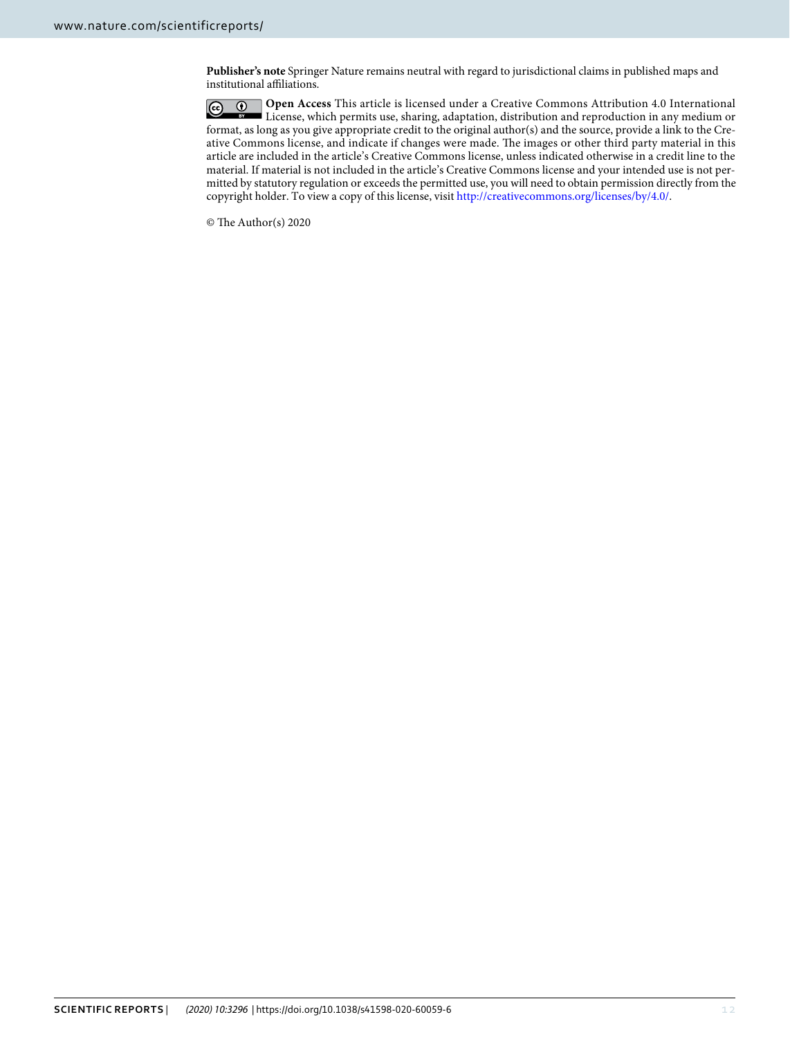**Publisher's note** Springer Nature remains neutral with regard to jurisdictional claims in published maps and institutional affiliations.

**Open Access** This article is licensed under a Creative Commons Attribution 4.0 International License, which permits use, sharing, adaptation, distribution and reproduction in any medium or format, as long as you give appropriate credit to the original author(s) and the source, provide a link to the Creative Commons license, and indicate if changes were made. The images or other third party material in this article are included in the article's Creative Commons license, unless indicated otherwise in a credit line to the material. If material is not included in the article's Creative Commons license and your intended use is not permitted by statutory regulation or exceeds the permitted use, you will need to obtain permission directly from the copyright holder. To view a copy of this license, visit http://creativecommons.org/licenses/by/4.0/.

© The Author(s) 2020